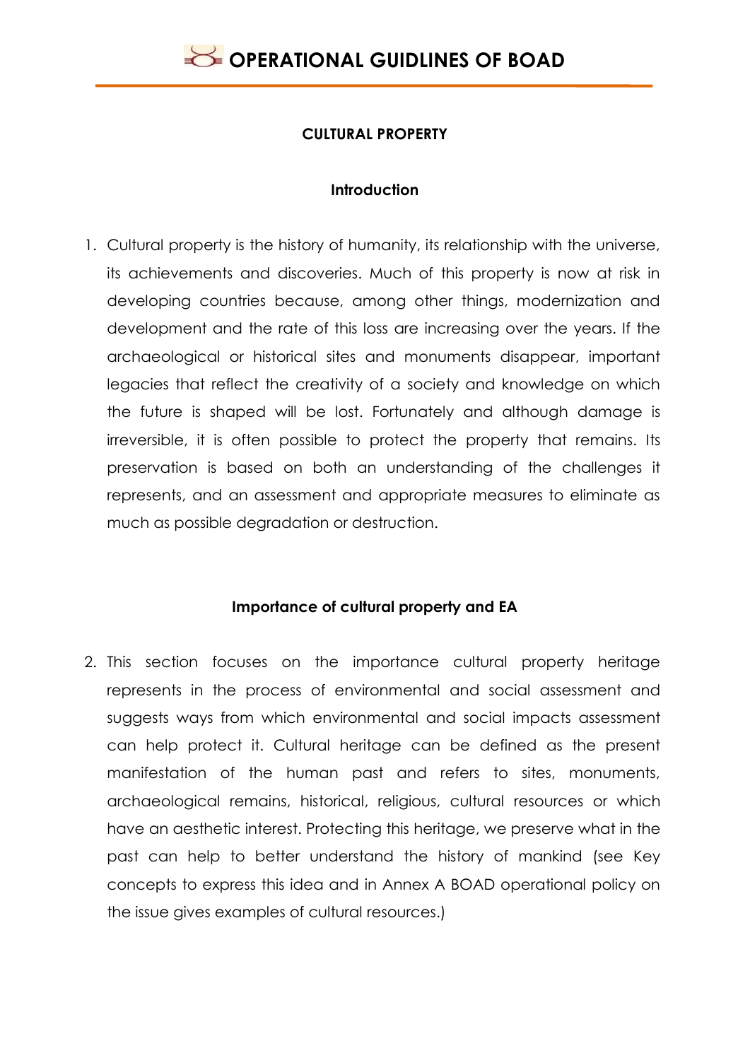# CULTURAL PROPERTY

## Introduction

1. Cultural property is the history of humanity, its relationship with the universe, its achievements and discoveries. Much of this property is now at risk in developing countries because, among other things, modernization and development and the rate of this loss are increasing over the years. If the archaeological or historical sites and monuments disappear, important legacies that reflect the creativity of a society and knowledge on which the future is shaped will be lost. Fortunately and although damage is irreversible, it is often possible to protect the property that remains. Its preservation is based on both an understanding of the challenges it represents, and an assessment and appropriate measures to eliminate as much as possible degradation or destruction.

## Importance of cultural property and EA

2. This section focuses on the importance cultural property heritage represents in the process of environmental and social assessment and suggests ways from which environmental and social impacts assessment can help protect it. Cultural heritage can be defined as the present manifestation of the human past and refers to sites, monuments, archaeological remains, historical, religious, cultural resources or which have an aesthetic interest. Protecting this heritage, we preserve what in the past can help to better understand the history of mankind (see Key concepts to express this idea and in Annex A BOAD operational policy on the issue gives examples of cultural resources.)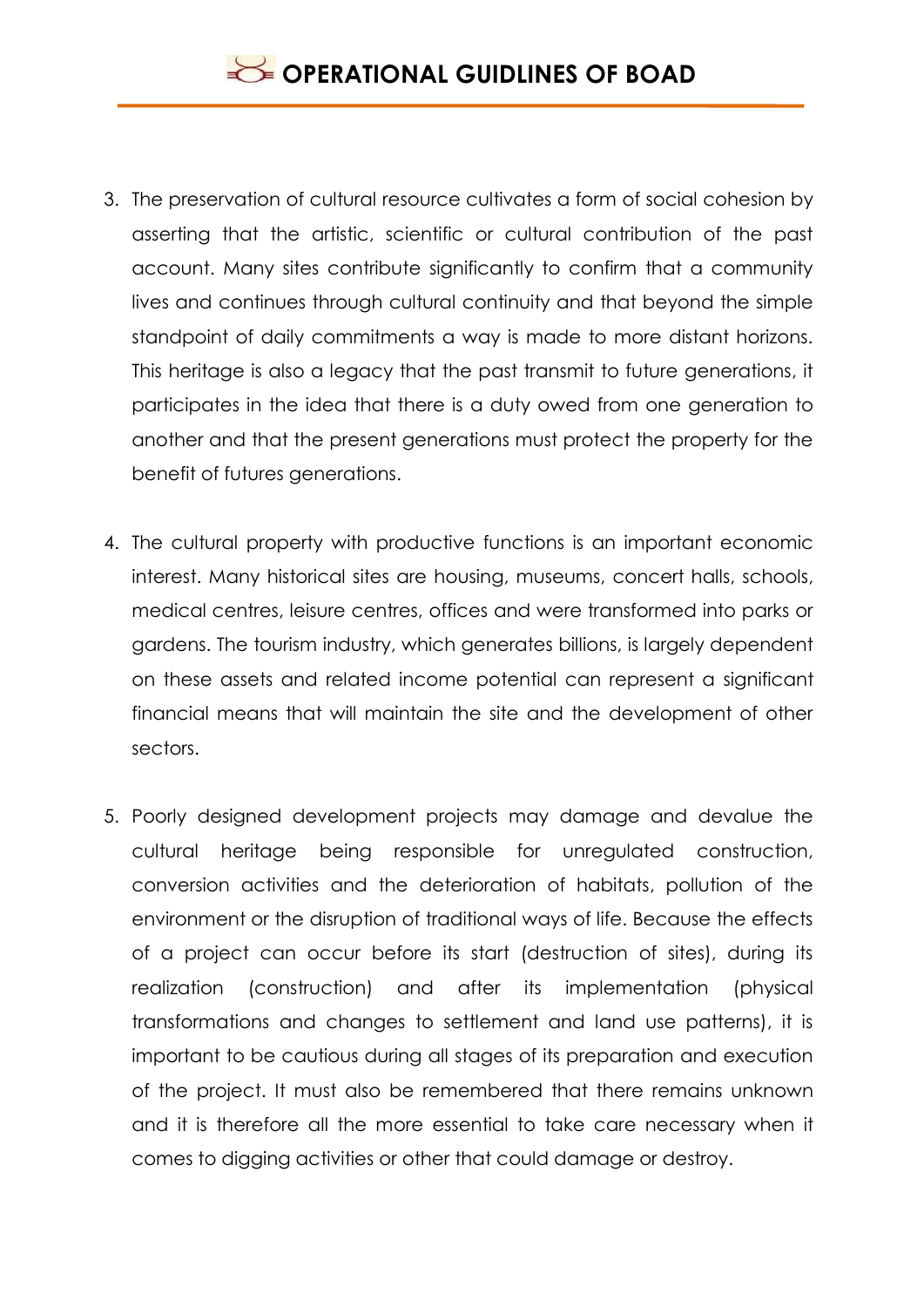3. The preservation of cultural resource cultivates a form of social cohesion by asserting that the artistic, scientific or cultural contribution of the past account. Many sites contribute significantly to confirm that a community lives and continues through cultural continuity and that beyond the simple standpoint of daily commitments a way is made to more distant horizons. This heritage is also a legacy that the past transmit to future generations, it participates in the idea that there is a duty owed from one generation to another and that the present generations must protect the property for the benefit of futures generations.

4. The cultural property with productive functions is an important economic interest. Many historical sites are housing, museums, concert halls, schools, medical centres, leisure centres, offices and were transformed into parks or gardens. The tourism industry, which generates billions, is largely dependent on these assets and related income potential can represent a significant financial means that will maintain the site and the development of other sectors.

5. Poorly designed development projects may damage and devalue the cultural heritage being responsible for unregulated construction, conversion activities and the deterioration of habitats, pollution of the environment or the disruption of traditional ways of life. Because the effects of a project can occur before its start (destruction of sites), during its realization (construction) and after its implementation (physical transformations and changes to settlement and land use patterns), it is important to be cautious during all stages of its preparation and execution of the project. It must also be remembered that there remains unknown and it is therefore all the more essential to take care necessary when it comes to digging activities or other that could damage or destroy.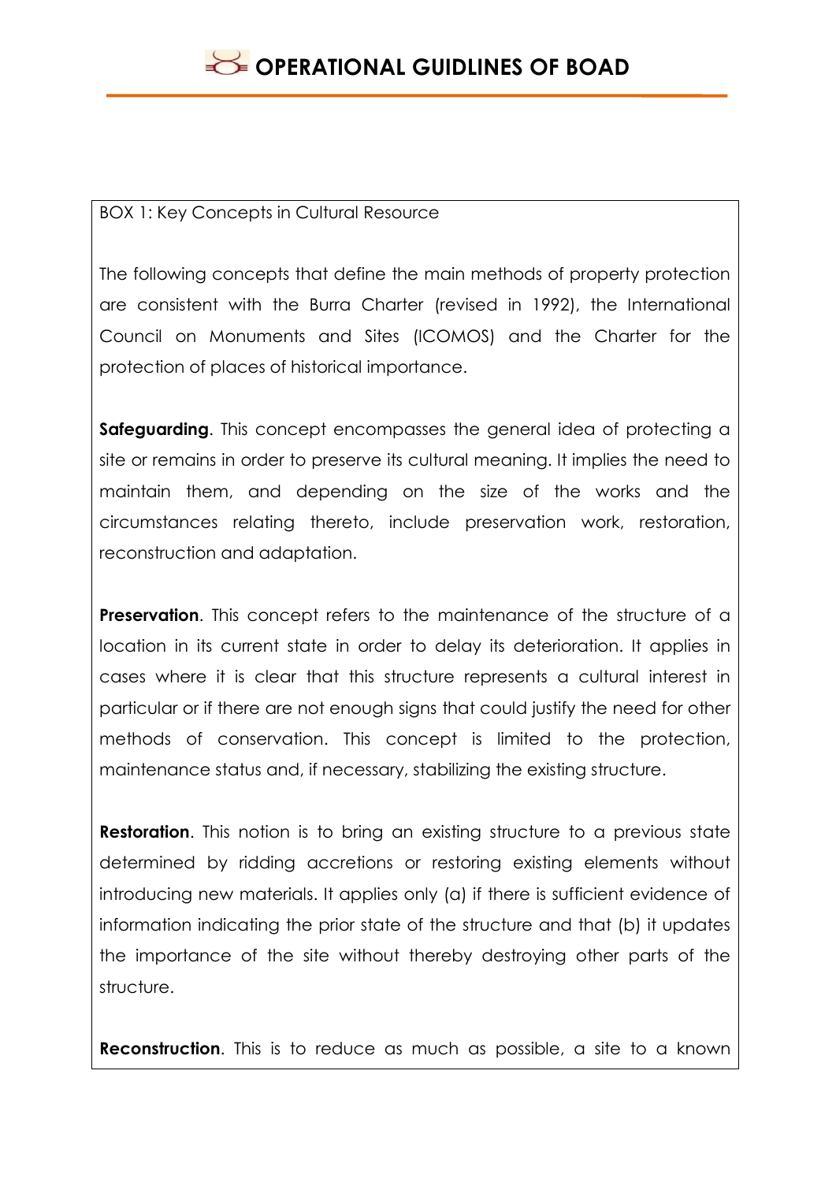BOX 1: Key Concepts in Cultural Resource

The following concepts that define the main methods of property protection are consistent with the Burra Charter (revised in 1992), the International Council on Monuments and Sites (ICOMOS) and the Charter for the protection of places of historical importance.

**Safeguarding**. This concept encompasses the general idea of protecting a site or remains in order to preserve its cultural meaning. It implies the need to maintain them, and depending on the size of the works and the circumstances relating thereto, include preservation work, restoration, reconstruction and adaptation.

**Preservation**. This concept refers to the maintenance of the structure of a location in its current state in order to delay its deterioration. It applies in cases where it is clear that this structure represents a cultural interest in particular or if there are not enough signs that could justify the need for other methods of conservation. This concept is limited to the protection, maintenance status and, if necessary, stabilizing the existing structure.

**Restoration**. This notion is to bring an existing structure to a previous state determined by ridding accretions or restoring existing elements without introducing new materials. It applies only (a) if there is sufficient evidence of information indicating the prior state of the structure and that (b) it updates the importance of the site without thereby destroying other parts of the structure.

**Reconstruction**. This is to reduce as much as possible, a site to a known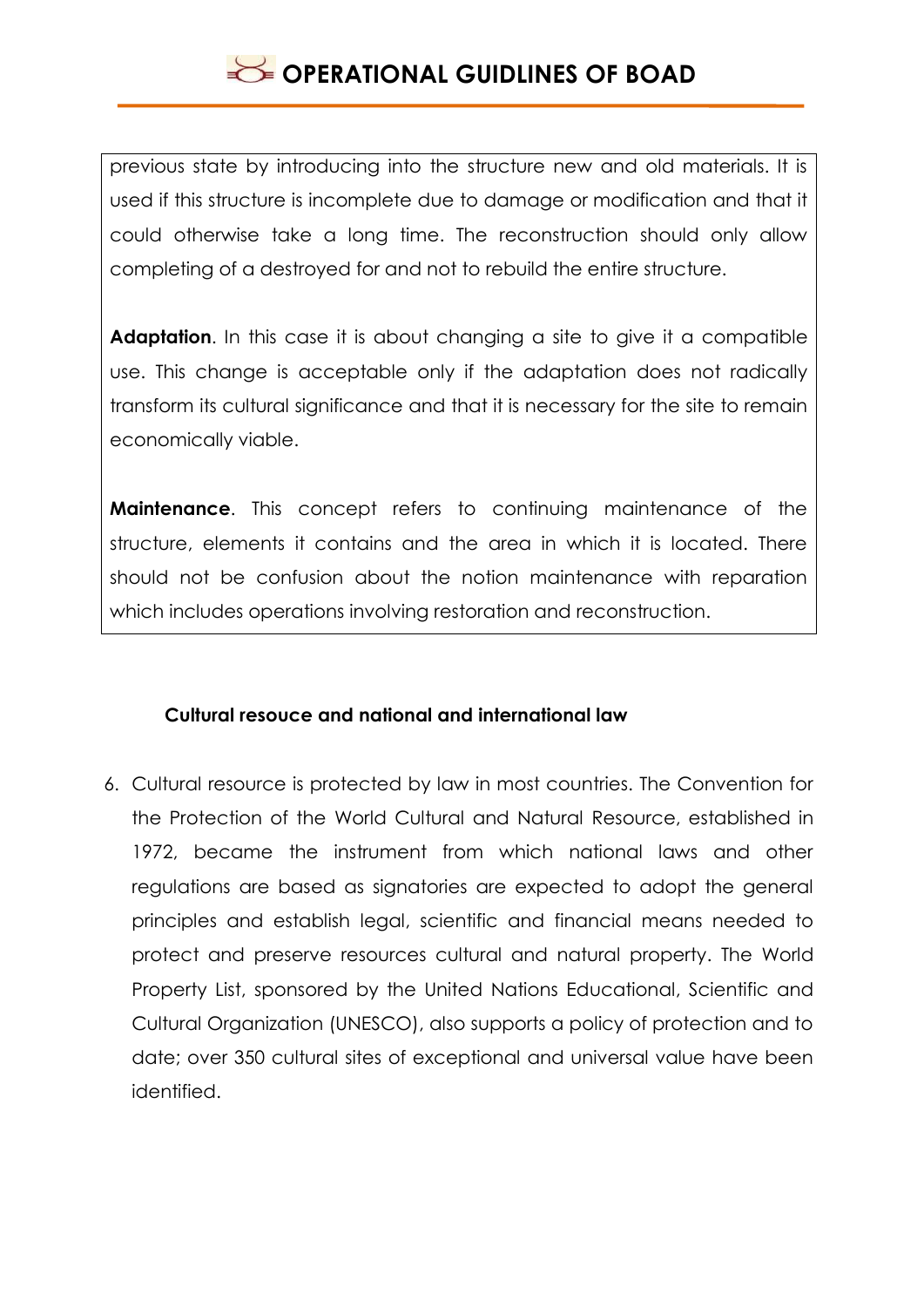previous state by introducing into the structure new and old materials. It is used if this structure is incomplete due to damage or modification and that it could otherwise take a long time. The reconstruction should only allow completing of a destroyed for and not to rebuild the entire structure.

**Adaptation**. In this case it is about changing a site to give it a compatible use. This change is acceptable only if the adaptation does not radically transform its cultural significance and that it is necessary for the site to remain economically viable.

**Maintenance**. This concept refers to continuing maintenance of the structure, elements it contains and the area in which it is located. There should not be confusion about the notion maintenance with reparation which includes operations involving restoration and reconstruction.

### Cultural resouce and national and international law

6. Cultural resource is protected by law in most countries. The Convention for the Protection of the World Cultural and Natural Resource, established in 1972, became the instrument from which national laws and other regulations are based as signatories are expected to adopt the general principles and establish legal, scientific and financial means needed to protect and preserve resources cultural and natural property. The World Property List, sponsored by the United Nations Educational, Scientific and Cultural Organization (UNESCO), also supports a policy of protection and to date; over 350 cultural sites of exceptional and universal value have been identified.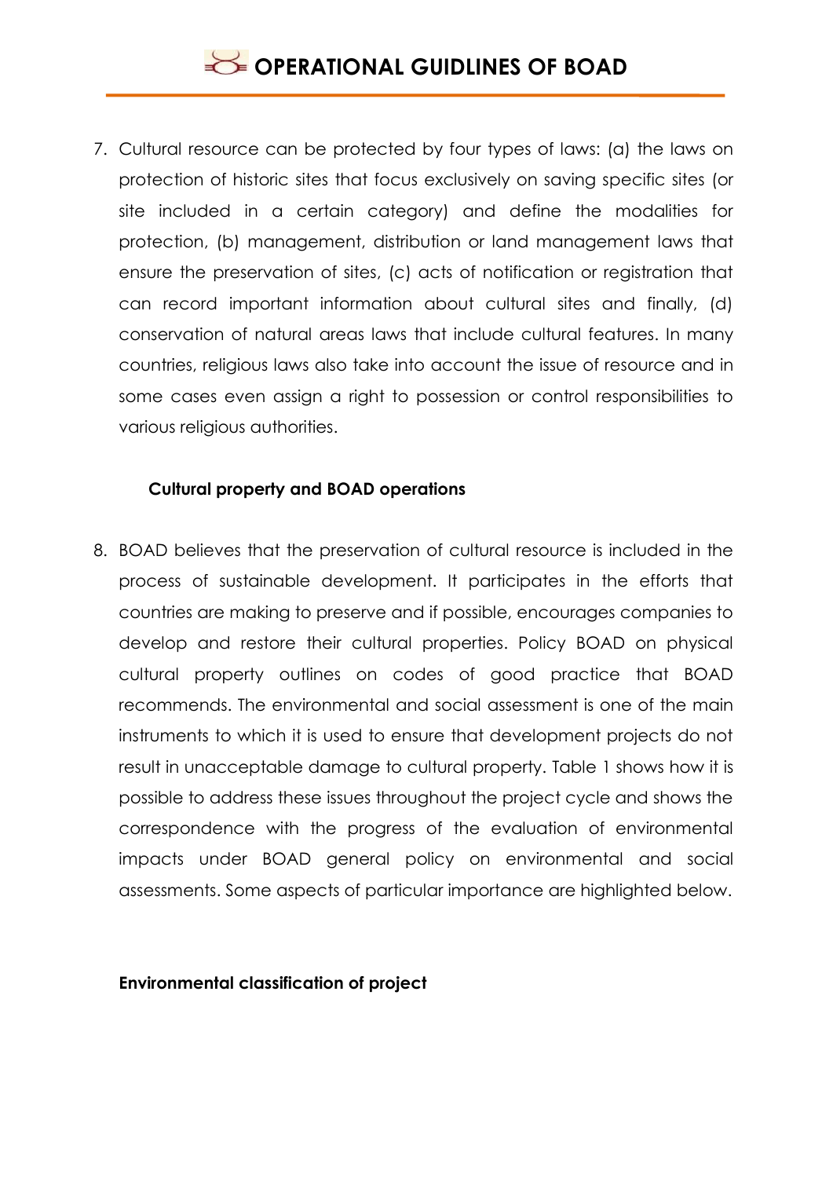7. Cultural resource can be protected by four types of laws: (a) the laws on protection of historic sites that focus exclusively on saving specific sites (or site included in a certain category) and define the modalities for protection, (b) management, distribution or land management laws that ensure the preservation of sites, (c) acts of notification or registration that can record important information about cultural sites and finally, (d) conservation of natural areas laws that include cultural features. In many countries, religious laws also take into account the issue of resource and in some cases even assign a right to possession or control responsibilities to various religious authorities.

### Cultural property and BOAD operations

8. BOAD believes that the preservation of cultural resource is included in the process of sustainable development. It participates in the efforts that countries are making to preserve and if possible, encourages companies to develop and restore their cultural properties. Policy BOAD on physical cultural property outlines on codes of good practice that BOAD recommends. The environmental and social assessment is one of the main instruments to which it is used to ensure that development projects do not result in unacceptable damage to cultural property. Table 1 shows how it is possible to address these issues throughout the project cycle and shows the correspondence with the progress of the evaluation of environmental impacts under BOAD general policy on environmental and social assessments. Some aspects of particular importance are highlighted below.

### Environmental classification of project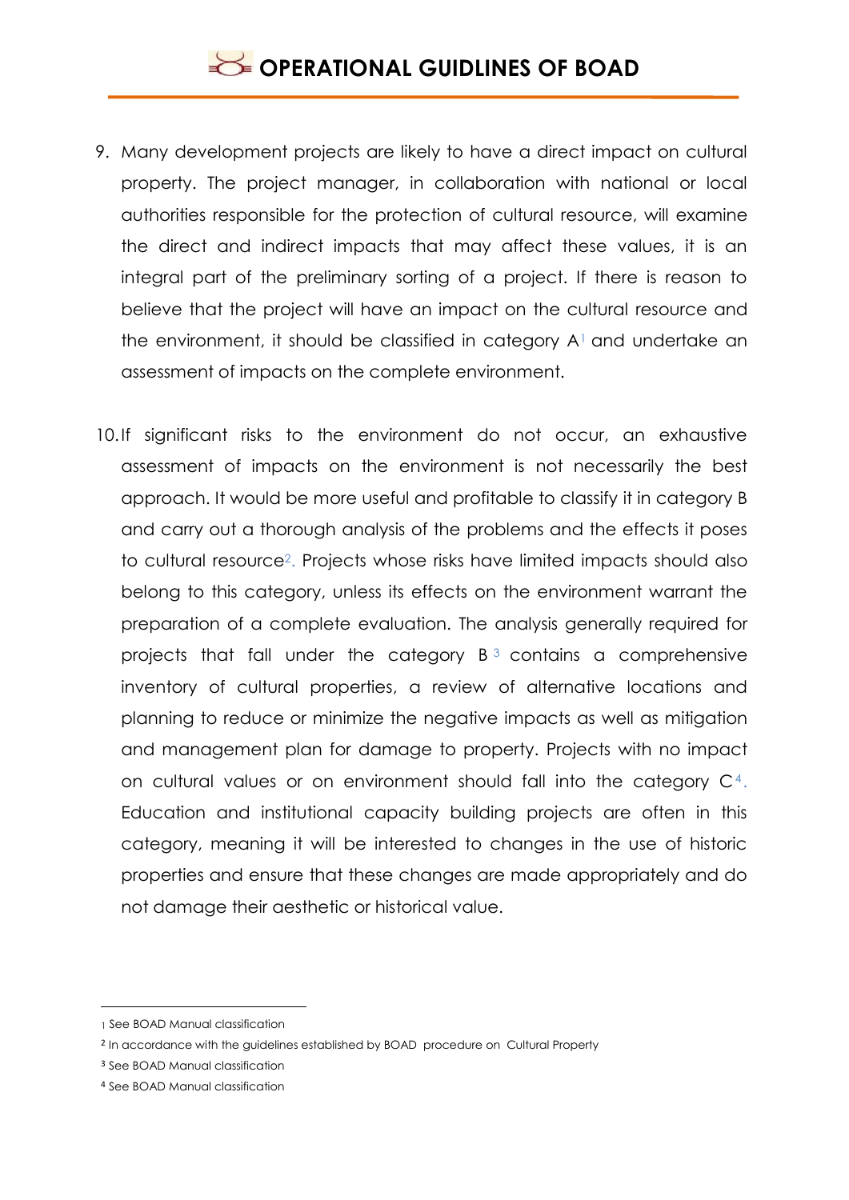9. Many development projects are likely to have a direct impact on cultural property. The project manager, in collaboration with national or local authorities responsible for the protection of cultural resource, will examine the direct and indirect impacts that may affect these values, it is an integral part of the preliminary sorting of a project. If there is reason to believe that the project will have an impact on the cultural resource and the environment, it should be classified in category A[1] and undertake an assessment of impacts on the complete environment.

10. If significant risks to the environment do not occur, an exhaustive assessment of impacts on the environment is not necessarily the best approach. It would be more useful and profitable to classify it in category B and carry out a thorough analysis of the problems and the effects it poses to cultural resource[2]. Projects whose risks have limited impacts should also belong to this category, unless its effects on the environment warrant the preparation of a complete evaluation. The analysis generally required for projects that fall under the category B[3] contains a comprehensive inventory of cultural properties, a review of alternative locations and planning to reduce or minimize the negative impacts as well as mitigation and management plan for damage to property. Projects with no impact on cultural values or on environment should fall into the category C[4]. Education and institutional capacity building projects are often in this category, meaning it will be interested to changes in the use of historic properties and ensure that these changes are made appropriately and do not damage their aesthetic or historical value.

---

[1] See BOAD Manual classification

[2] In accordance with the guidelines established by BOAD procedure on Cultural Property

[3] See BOAD Manual classification

[4] See BOAD Manual classification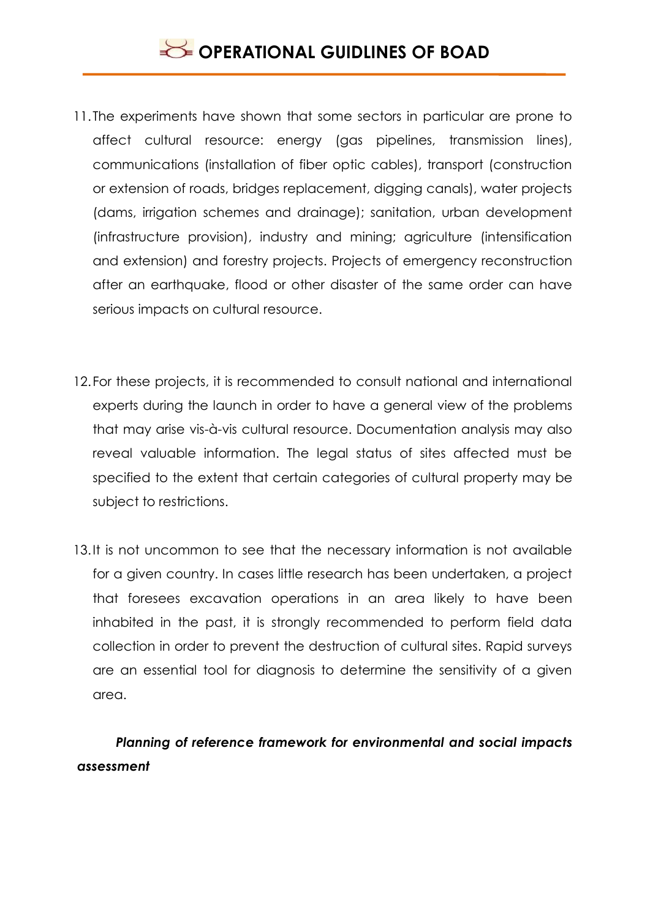11. The experiments have shown that some sectors in particular are prone to affect cultural resource: energy (gas pipelines, transmission lines), communications (installation of fiber optic cables), transport (construction or extension of roads, bridges replacement, digging canals), water projects (dams, irrigation schemes and drainage); sanitation, urban development (infrastructure provision), industry and mining; agriculture (intensification and extension) and forestry projects. Projects of emergency reconstruction after an earthquake, flood or other disaster of the same order can have serious impacts on cultural resource.

12. For these projects, it is recommended to consult national and international experts during the launch in order to have a general view of the problems that may arise vis-à-vis cultural resource. Documentation analysis may also reveal valuable information. The legal status of sites affected must be specified to the extent that certain categories of cultural property may be subject to restrictions.

13. It is not uncommon to see that the necessary information is not available for a given country. In cases little research has been undertaken, a project that foresees excavation operations in an area likely to have been inhabited in the past, it is strongly recommended to perform field data collection in order to prevent the destruction of cultural sites. Rapid surveys are an essential tool for diagnosis to determine the sensitivity of a given area.

***Planning of reference framework for environmental and social impacts assessment***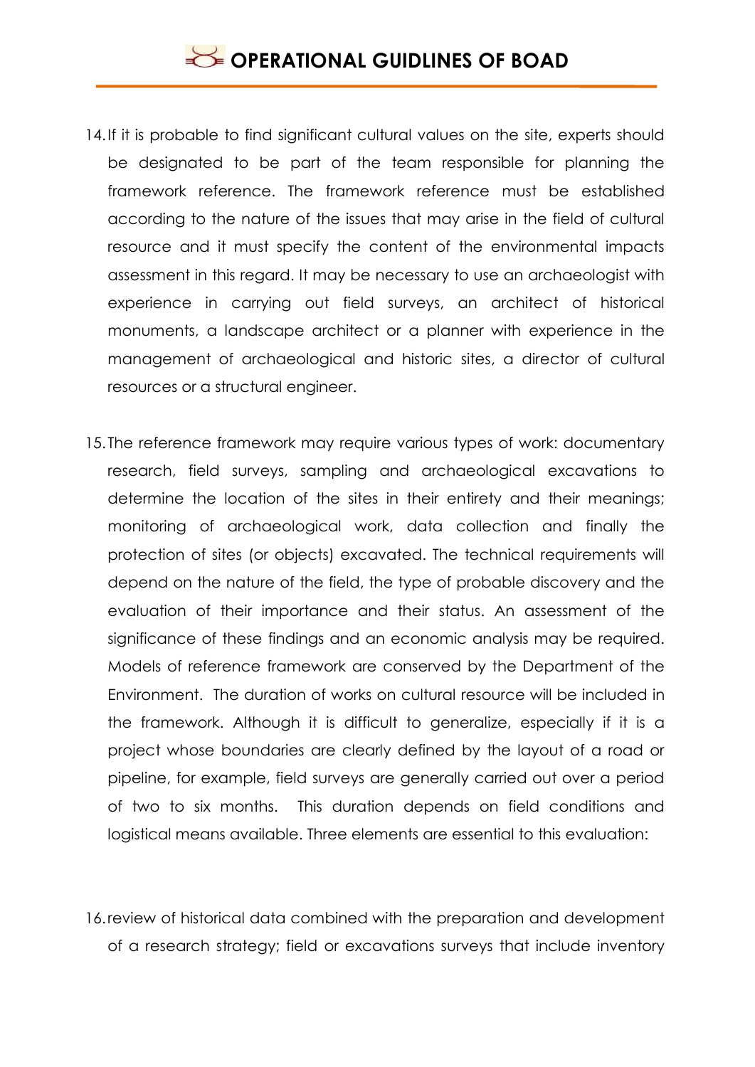14. If it is probable to find significant cultural values on the site, experts should be designated to be part of the team responsible for planning the framework reference. The framework reference must be established according to the nature of the issues that may arise in the field of cultural resource and it must specify the content of the environmental impacts assessment in this regard. It may be necessary to use an archaeologist with experience in carrying out field surveys, an architect of historical monuments, a landscape architect or a planner with experience in the management of archaeological and historic sites, a director of cultural resources or a structural engineer.

15. The reference framework may require various types of work: documentary research, field surveys, sampling and archaeological excavations to determine the location of the sites in their entirety and their meanings; monitoring of archaeological work, data collection and finally the protection of sites (or objects) excavated. The technical requirements will depend on the nature of the field, the type of probable discovery and the evaluation of their importance and their status. An assessment of the significance of these findings and an economic analysis may be required. Models of reference framework are conserved by the Department of the Environment. The duration of works on cultural resource will be included in the framework. Although it is difficult to generalize, especially if it is a project whose boundaries are clearly defined by the layout of a road or pipeline, for example, field surveys are generally carried out over a period of two to six months. This duration depends on field conditions and logistical means available. Three elements are essential to this evaluation:

16. review of historical data combined with the preparation and development of a research strategy; field or excavations surveys that include inventory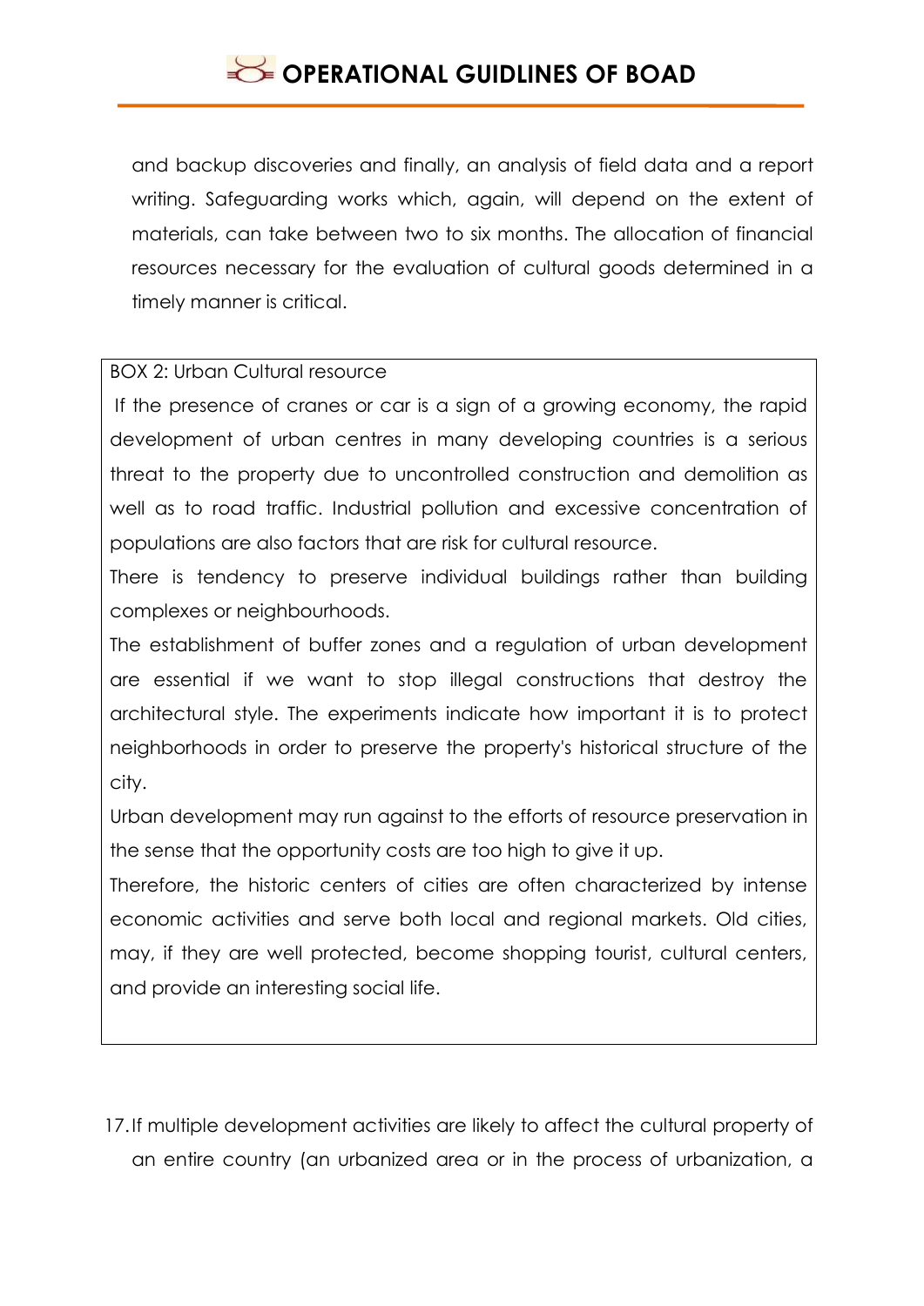and backup discoveries and finally, an analysis of field data and a report writing. Safeguarding works which, again, will depend on the extent of materials, can take between two to six months. The allocation of financial resources necessary for the evaluation of cultural goods determined in a timely manner is critical.

> BOX 2: Urban Cultural resource
>
> If the presence of cranes or car is a sign of a growing economy, the rapid development of urban centres in many developing countries is a serious threat to the property due to uncontrolled construction and demolition as well as to road traffic. Industrial pollution and excessive concentration of populations are also factors that are risk for cultural resource.
>
> There is tendency to preserve individual buildings rather than building complexes or neighbourhoods.
>
> The establishment of buffer zones and a regulation of urban development are essential if we want to stop illegal constructions that destroy the architectural style. The experiments indicate how important it is to protect neighborhoods in order to preserve the property's historical structure of the city.
>
> Urban development may run against to the efforts of resource preservation in the sense that the opportunity costs are too high to give it up.
>
> Therefore, the historic centers of cities are often characterized by intense economic activities and serve both local and regional markets. Old cities, may, if they are well protected, become shopping tourist, cultural centers, and provide an interesting social life.

17. If multiple development activities are likely to affect the cultural property of an entire country (an urbanized area or in the process of urbanization, a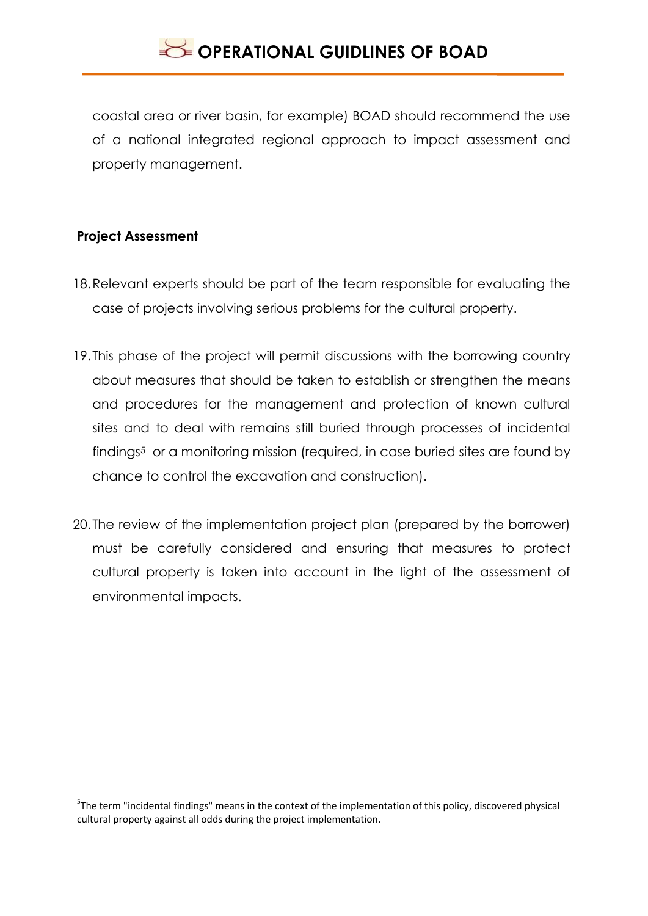coastal area or river basin, for example) BOAD should recommend the use of a national integrated regional approach to impact assessment and property management.

**Project Assessment**

18. Relevant experts should be part of the team responsible for evaluating the case of projects involving serious problems for the cultural property.

19. This phase of the project will permit discussions with the borrowing country about measures that should be taken to establish or strengthen the means and procedures for the management and protection of known cultural sites and to deal with remains still buried through processes of incidental findings[5] or a monitoring mission (required, in case buried sites are found by chance to control the excavation and construction).

20. The review of the implementation project plan (prepared by the borrower) must be carefully considered and ensuring that measures to protect cultural property is taken into account in the light of the assessment of environmental impacts.

[5] The term "incidental findings" means in the context of the implementation of this policy, discovered physical cultural property against all odds during the project implementation.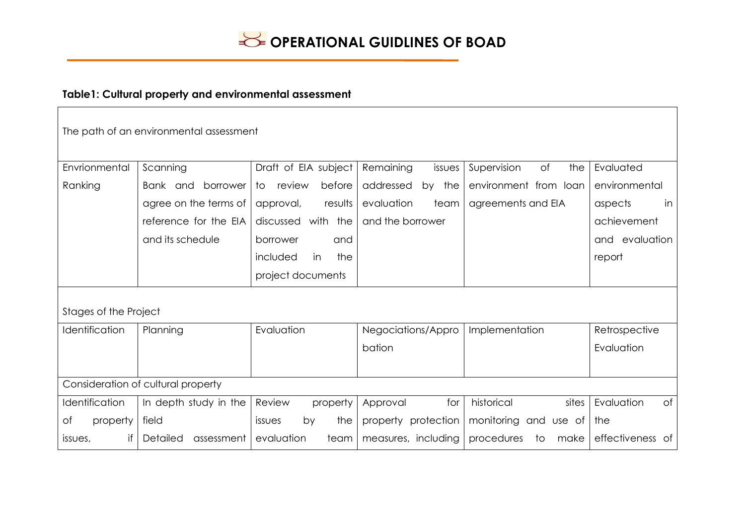**Table1: Cultural property and environmental assessment**

| The path of an environmental assessment | | | | | |
|---|---|---|---|---|---|
| Envrionmental Ranking | Scanning Bank and borrower agree on the terms of reference for the EIA and its schedule | Draft of EIA subject to review before approval, results discussed with the borrower and included in the project documents | Remaining issues addressed by the evaluation team and the borrower | Supervision of the environment from loan agreements and EIA | Evaluated environmental aspects in achievement and evaluation report |
| Stages of the Project | | | | | |
| Identification | Planning | Evaluation | Negociations/Appro bation | Implementation | Retrospective Evaluation |
| Consideration of cultural property | | | | | |
| Identification of property issues, if | In depth study in the field Detailed assessment | Review property issues by the evaluation team | Approval for property protection measures, including | historical sites monitoring and use of procedures to make | Evaluation of the effectiveness of |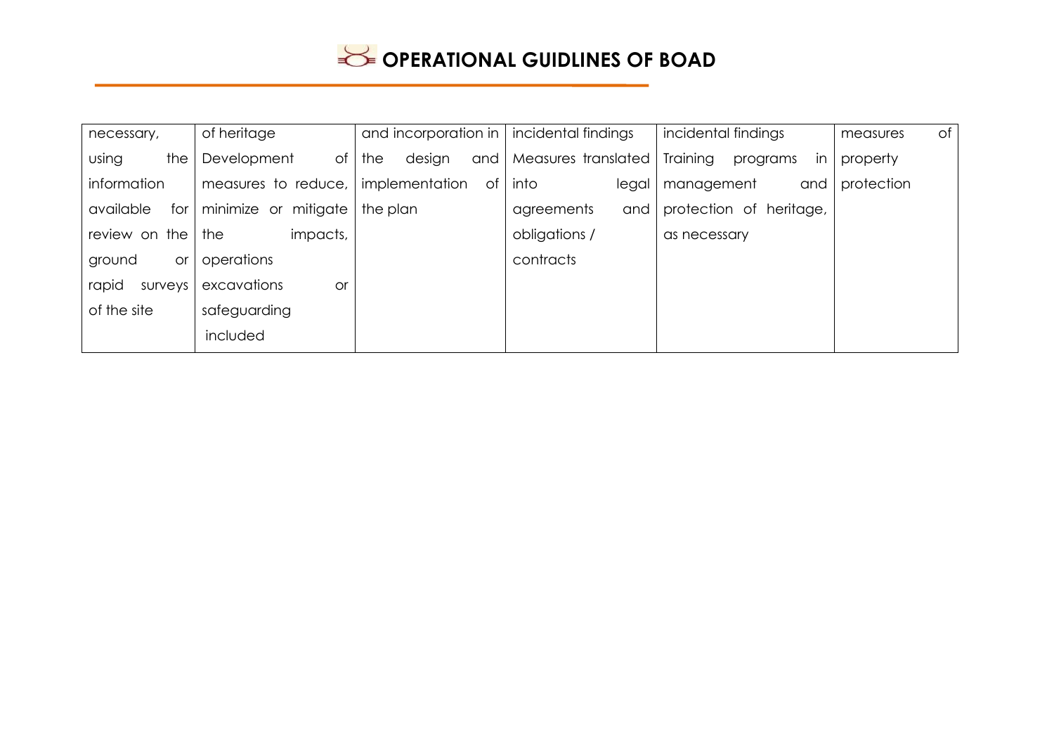| | | | | | |
|---|---|---|---|---|---|
| necessary, using the information available for review on the ground or rapid surveys of the site | of heritage Development of measures to reduce, minimize or mitigate the impacts, operations excavations or safeguarding included | and incorporation in the design and implementation of the plan | incidental findings Measures translated into legal agreements and obligations / contracts | incidental findings Training programs in management and protection of heritage, as necessary | measures of property protection |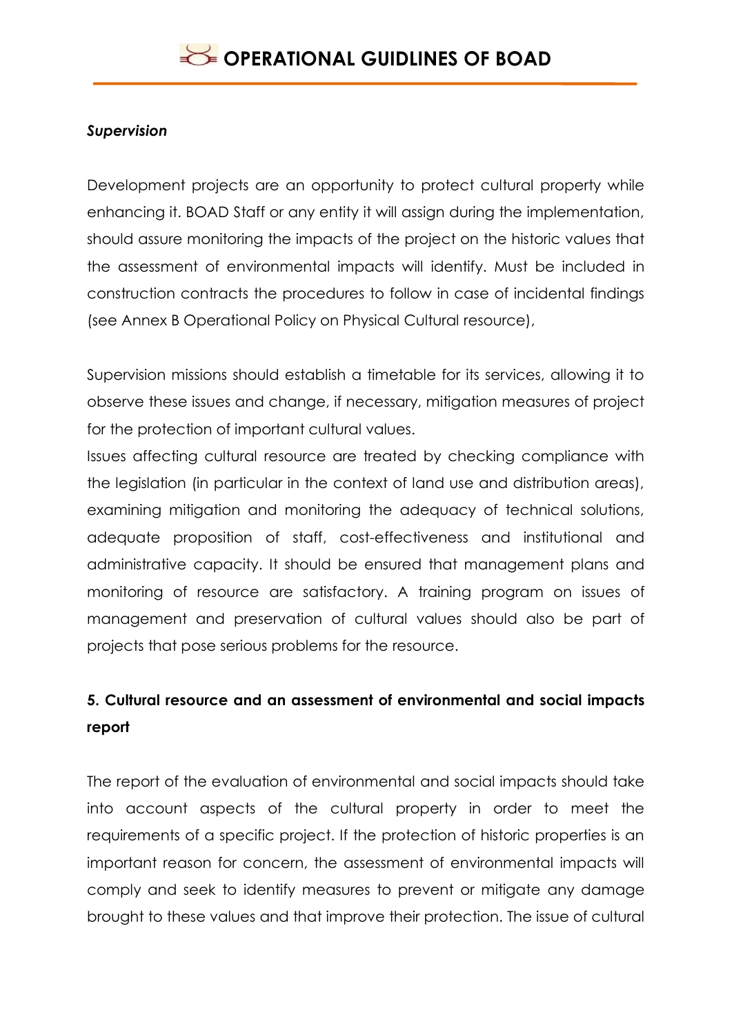*Supervision*

Development projects are an opportunity to protect cultural property while enhancing it. BOAD Staff or any entity it will assign during the implementation, should assure monitoring the impacts of the project on the historic values that the assessment of environmental impacts will identify. Must be included in construction contracts the procedures to follow in case of incidental findings (see Annex B Operational Policy on Physical Cultural resource),

Supervision missions should establish a timetable for its services, allowing it to observe these issues and change, if necessary, mitigation measures of project for the protection of important cultural values.

Issues affecting cultural resource are treated by checking compliance with the legislation (in particular in the context of land use and distribution areas), examining mitigation and monitoring the adequacy of technical solutions, adequate proposition of staff, cost-effectiveness and institutional and administrative capacity. It should be ensured that management plans and monitoring of resource are satisfactory. A training program on issues of management and preservation of cultural values should also be part of projects that pose serious problems for the resource.

## 5. Cultural resource and an assessment of environmental and social impacts report

The report of the evaluation of environmental and social impacts should take into account aspects of the cultural property in order to meet the requirements of a specific project. If the protection of historic properties is an important reason for concern, the assessment of environmental impacts will comply and seek to identify measures to prevent or mitigate any damage brought to these values and that improve their protection. The issue of cultural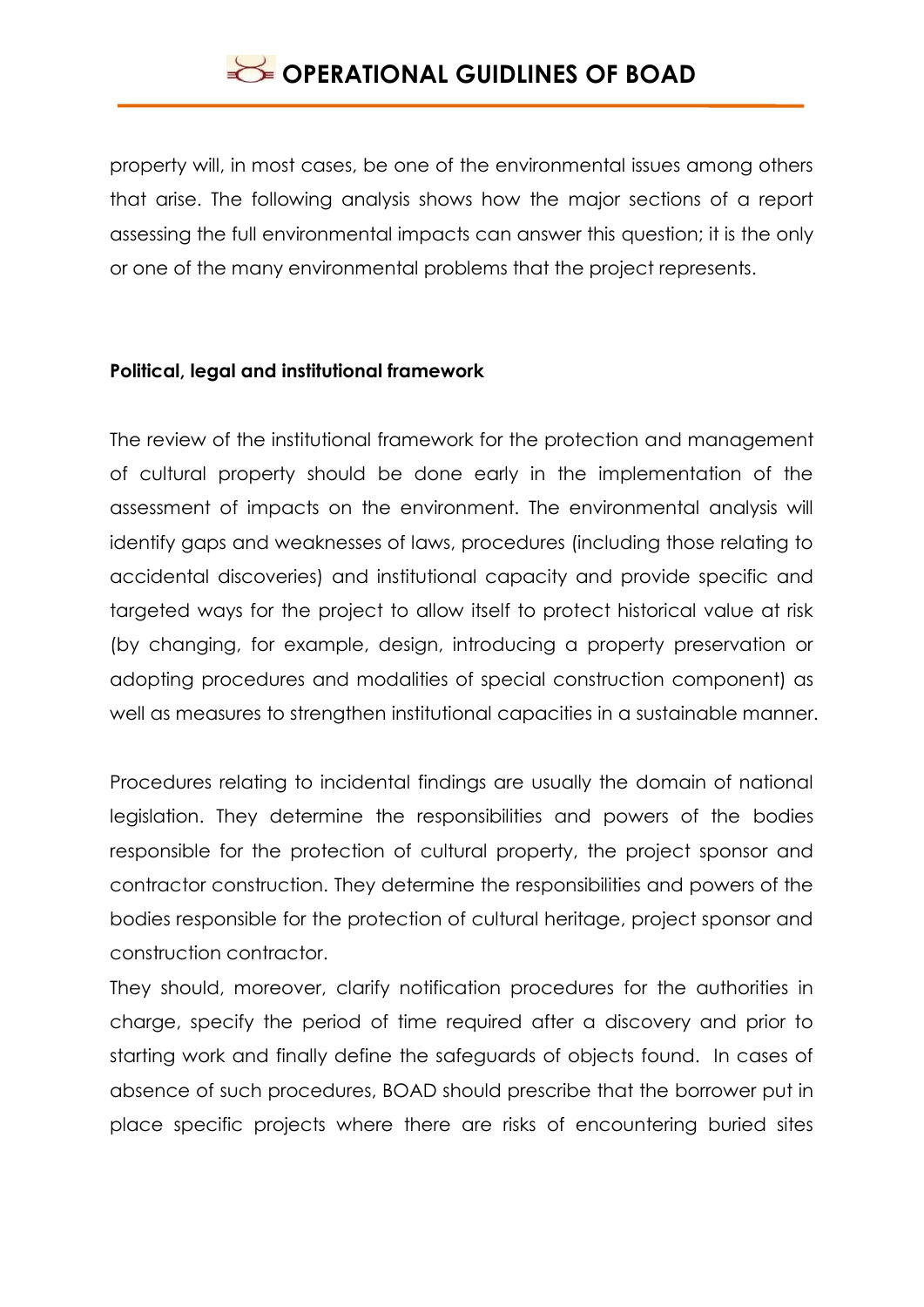property will, in most cases, be one of the environmental issues among others that arise. The following analysis shows how the major sections of a report assessing the full environmental impacts can answer this question; it is the only or one of the many environmental problems that the project represents.

**Political, legal and institutional framework**

The review of the institutional framework for the protection and management of cultural property should be done early in the implementation of the assessment of impacts on the environment. The environmental analysis will identify gaps and weaknesses of laws, procedures (including those relating to accidental discoveries) and institutional capacity and provide specific and targeted ways for the project to allow itself to protect historical value at risk (by changing, for example, design, introducing a property preservation or adopting procedures and modalities of special construction component) as well as measures to strengthen institutional capacities in a sustainable manner.

Procedures relating to incidental findings are usually the domain of national legislation. They determine the responsibilities and powers of the bodies responsible for the protection of cultural property, the project sponsor and contractor construction. They determine the responsibilities and powers of the bodies responsible for the protection of cultural heritage, project sponsor and construction contractor.

They should, moreover, clarify notification procedures for the authorities in charge, specify the period of time required after a discovery and prior to starting work and finally define the safeguards of objects found. In cases of absence of such procedures, BOAD should prescribe that the borrower put in place specific projects where there are risks of encountering buried sites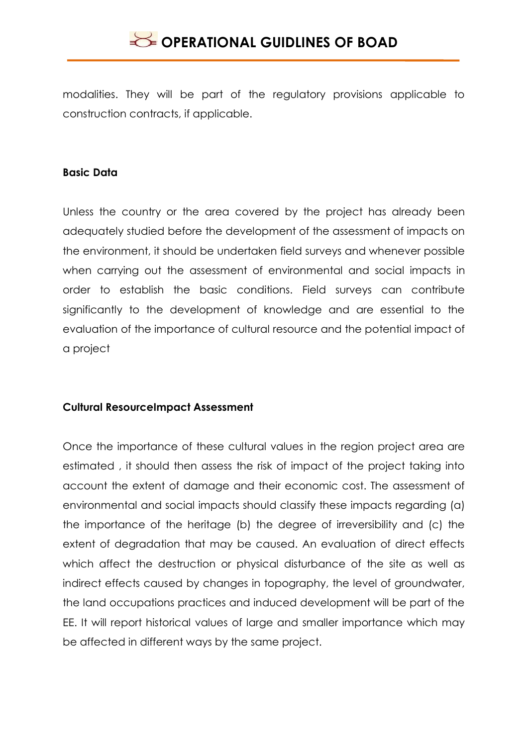modalities. They will be part of the regulatory provisions applicable to construction contracts, if applicable.

**Basic Data**

Unless the country or the area covered by the project has already been adequately studied before the development of the assessment of impacts on the environment, it should be undertaken field surveys and whenever possible when carrying out the assessment of environmental and social impacts in order to establish the basic conditions. Field surveys can contribute significantly to the development of knowledge and are essential to the evaluation of the importance of cultural resource and the potential impact of a project

**Cultural ResourceImpact Assessment**

Once the importance of these cultural values in the region project area are estimated , it should then assess the risk of impact of the project taking into account the extent of damage and their economic cost. The assessment of environmental and social impacts should classify these impacts regarding (a) the importance of the heritage (b) the degree of irreversibility and (c) the extent of degradation that may be caused. An evaluation of direct effects which affect the destruction or physical disturbance of the site as well as indirect effects caused by changes in topography, the level of groundwater, the land occupations practices and induced development will be part of the EE. It will report historical values of large and smaller importance which may be affected in different ways by the same project.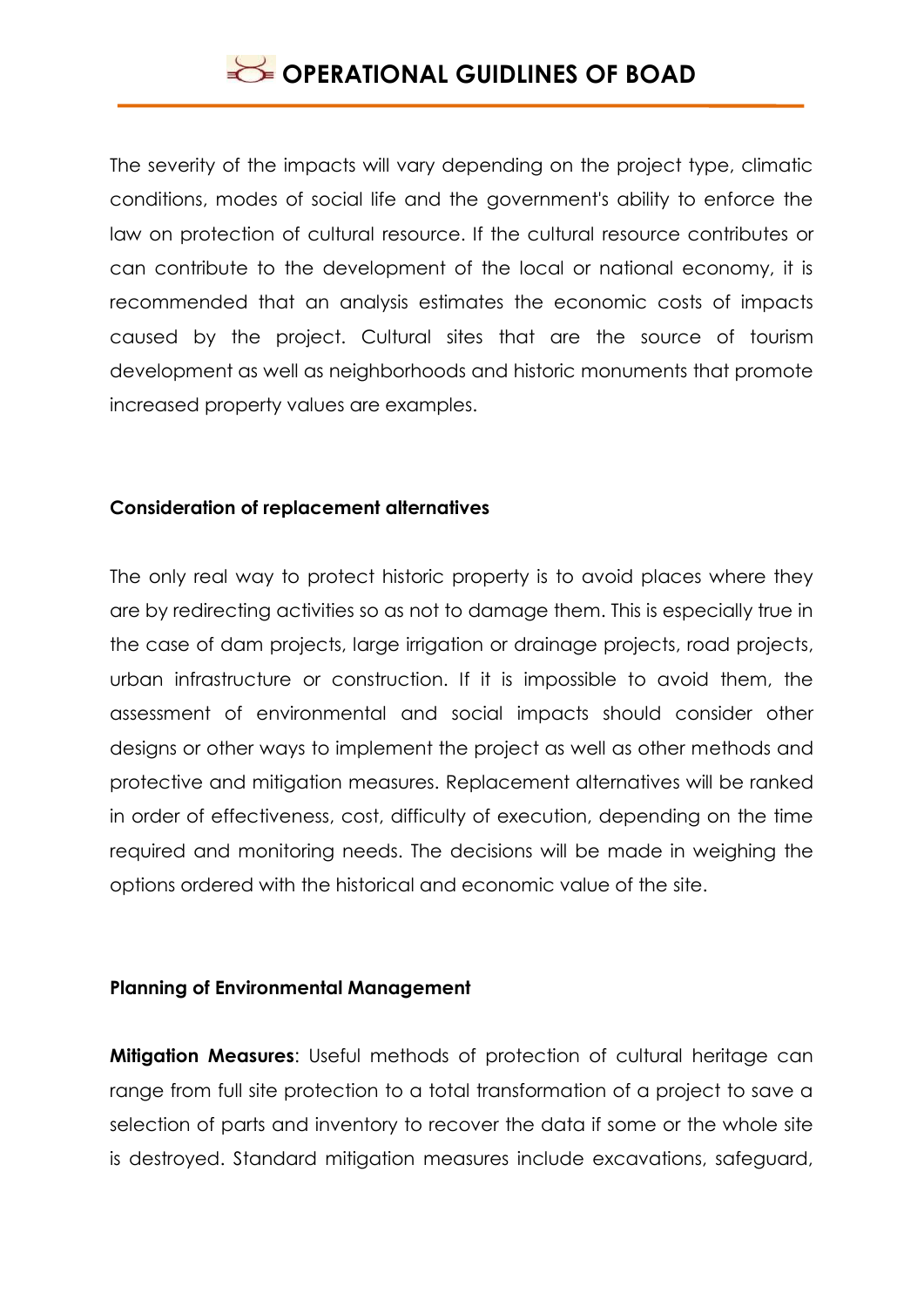The severity of the impacts will vary depending on the project type, climatic conditions, modes of social life and the government's ability to enforce the law on protection of cultural resource. If the cultural resource contributes or can contribute to the development of the local or national economy, it is recommended that an analysis estimates the economic costs of impacts caused by the project. Cultural sites that are the source of tourism development as well as neighborhoods and historic monuments that promote increased property values are examples.

**Consideration of replacement alternatives**

The only real way to protect historic property is to avoid places where they are by redirecting activities so as not to damage them. This is especially true in the case of dam projects, large irrigation or drainage projects, road projects, urban infrastructure or construction. If it is impossible to avoid them, the assessment of environmental and social impacts should consider other designs or other ways to implement the project as well as other methods and protective and mitigation measures. Replacement alternatives will be ranked in order of effectiveness, cost, difficulty of execution, depending on the time required and monitoring needs. The decisions will be made in weighing the options ordered with the historical and economic value of the site.

**Planning of Environmental Management**

**Mitigation Measures**: Useful methods of protection of cultural heritage can range from full site protection to a total transformation of a project to save a selection of parts and inventory to recover the data if some or the whole site is destroyed. Standard mitigation measures include excavations, safeguard,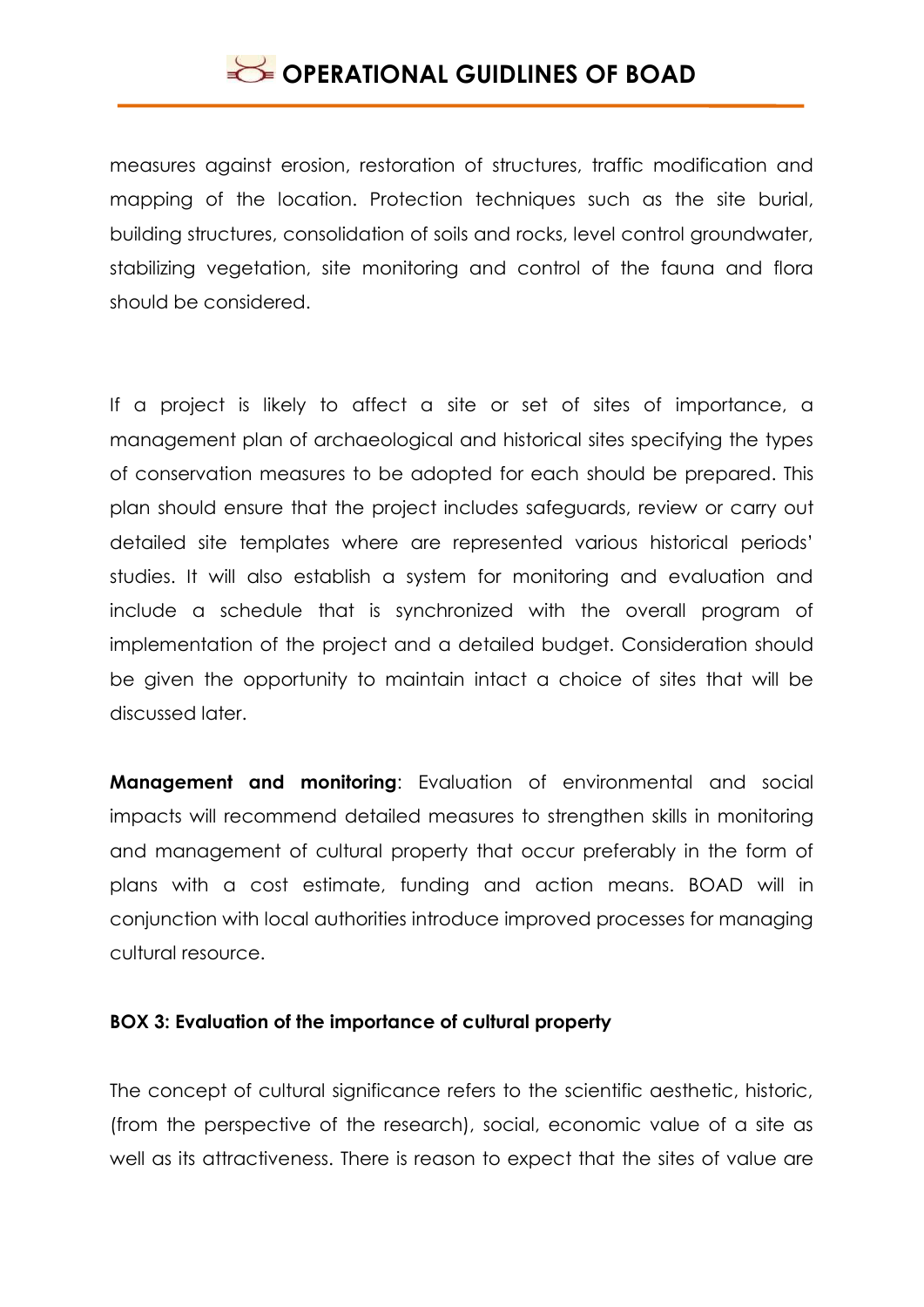measures against erosion, restoration of structures, traffic modification and mapping of the location. Protection techniques such as the site burial, building structures, consolidation of soils and rocks, level control groundwater, stabilizing vegetation, site monitoring and control of the fauna and flora should be considered.

If a project is likely to affect a site or set of sites of importance, a management plan of archaeological and historical sites specifying the types of conservation measures to be adopted for each should be prepared. This plan should ensure that the project includes safeguards, review or carry out detailed site templates where are represented various historical periods' studies. It will also establish a system for monitoring and evaluation and include a schedule that is synchronized with the overall program of implementation of the project and a detailed budget. Consideration should be given the opportunity to maintain intact a choice of sites that will be discussed later.

**Management and monitoring**: Evaluation of environmental and social impacts will recommend detailed measures to strengthen skills in monitoring and management of cultural property that occur preferably in the form of plans with a cost estimate, funding and action means. BOAD will in conjunction with local authorities introduce improved processes for managing cultural resource.

**BOX 3: Evaluation of the importance of cultural property**

The concept of cultural significance refers to the scientific aesthetic, historic, (from the perspective of the research), social, economic value of a site as well as its attractiveness. There is reason to expect that the sites of value are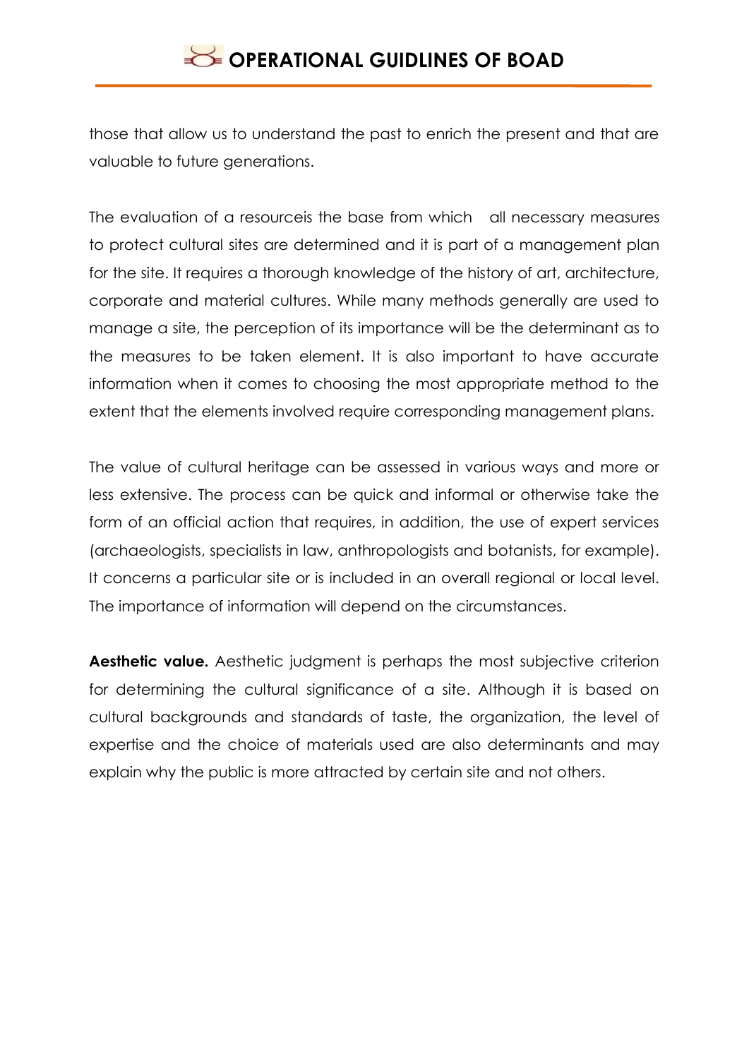those that allow us to understand the past to enrich the present and that are valuable to future generations.

The evaluation of a resourceis the base from which all necessary measures to protect cultural sites are determined and it is part of a management plan for the site. It requires a thorough knowledge of the history of art, architecture, corporate and material cultures. While many methods generally are used to manage a site, the perception of its importance will be the determinant as to the measures to be taken element. It is also important to have accurate information when it comes to choosing the most appropriate method to the extent that the elements involved require corresponding management plans.

The value of cultural heritage can be assessed in various ways and more or less extensive. The process can be quick and informal or otherwise take the form of an official action that requires, in addition, the use of expert services (archaeologists, specialists in law, anthropologists and botanists, for example). It concerns a particular site or is included in an overall regional or local level. The importance of information will depend on the circumstances.

**Aesthetic value.** Aesthetic judgment is perhaps the most subjective criterion for determining the cultural significance of a site. Although it is based on cultural backgrounds and standards of taste, the organization, the level of expertise and the choice of materials used are also determinants and may explain why the public is more attracted by certain site and not others.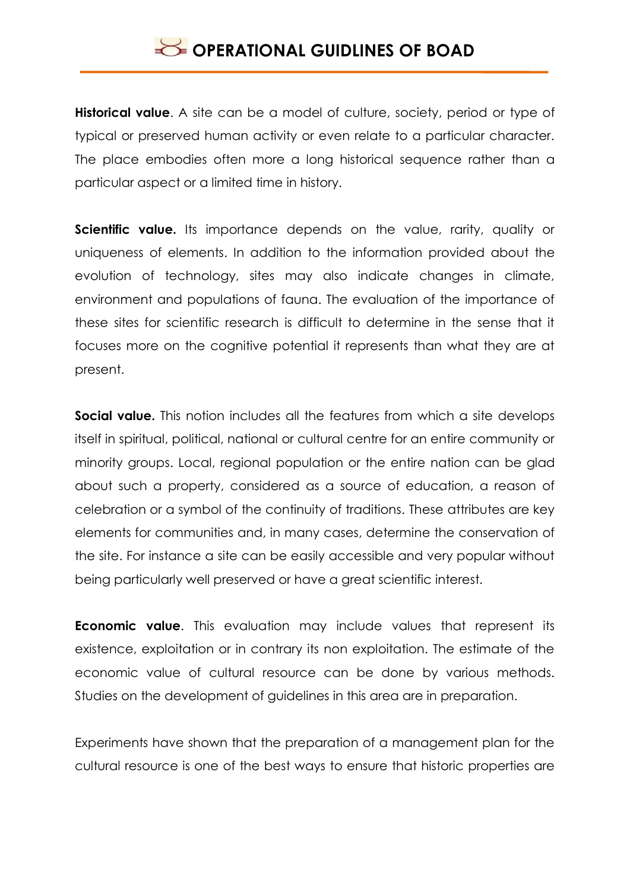**Historical value**. A site can be a model of culture, society, period or type of typical or preserved human activity or even relate to a particular character. The place embodies often more a long historical sequence rather than a particular aspect or a limited time in history.

**Scientific value.** Its importance depends on the value, rarity, quality or uniqueness of elements. In addition to the information provided about the evolution of technology, sites may also indicate changes in climate, environment and populations of fauna. The evaluation of the importance of these sites for scientific research is difficult to determine in the sense that it focuses more on the cognitive potential it represents than what they are at present.

**Social value.** This notion includes all the features from which a site develops itself in spiritual, political, national or cultural centre for an entire community or minority groups. Local, regional population or the entire nation can be glad about such a property, considered as a source of education, a reason of celebration or a symbol of the continuity of traditions. These attributes are key elements for communities and, in many cases, determine the conservation of the site. For instance a site can be easily accessible and very popular without being particularly well preserved or have a great scientific interest.

**Economic value**. This evaluation may include values that represent its existence, exploitation or in contrary its non exploitation. The estimate of the economic value of cultural resource can be done by various methods. Studies on the development of guidelines in this area are in preparation.

Experiments have shown that the preparation of a management plan for the cultural resource is one of the best ways to ensure that historic properties are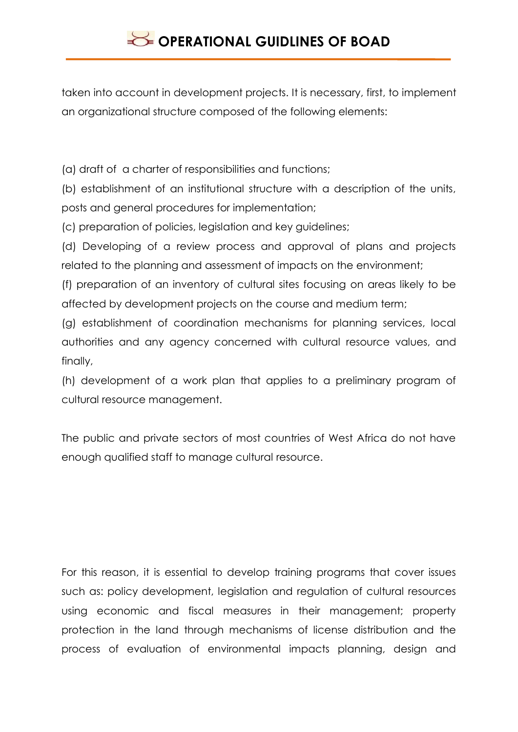taken into account in development projects. It is necessary, first, to implement an organizational structure composed of the following elements:

(a) draft of  a charter of responsibilities and functions;

(b) establishment of an institutional structure with a description of the units, posts and general procedures for implementation;

(c) preparation of policies, legislation and key guidelines;

(d) Developing of a review process and approval of plans and projects related to the planning and assessment of impacts on the environment;

(f) preparation of an inventory of cultural sites focusing on areas likely to be affected by development projects on the course and medium term;

(g) establishment of coordination mechanisms for planning services, local authorities and any agency concerned with cultural resource values, and finally,

(h) development of a work plan that applies to a preliminary program of cultural resource management.

The public and private sectors of most countries of West Africa do not have enough qualified staff to manage cultural resource.

For this reason, it is essential to develop training programs that cover issues such as: policy development, legislation and regulation of cultural resources using economic and fiscal measures in their management; property protection in the land through mechanisms of license distribution and the process of evaluation of environmental impacts planning, design and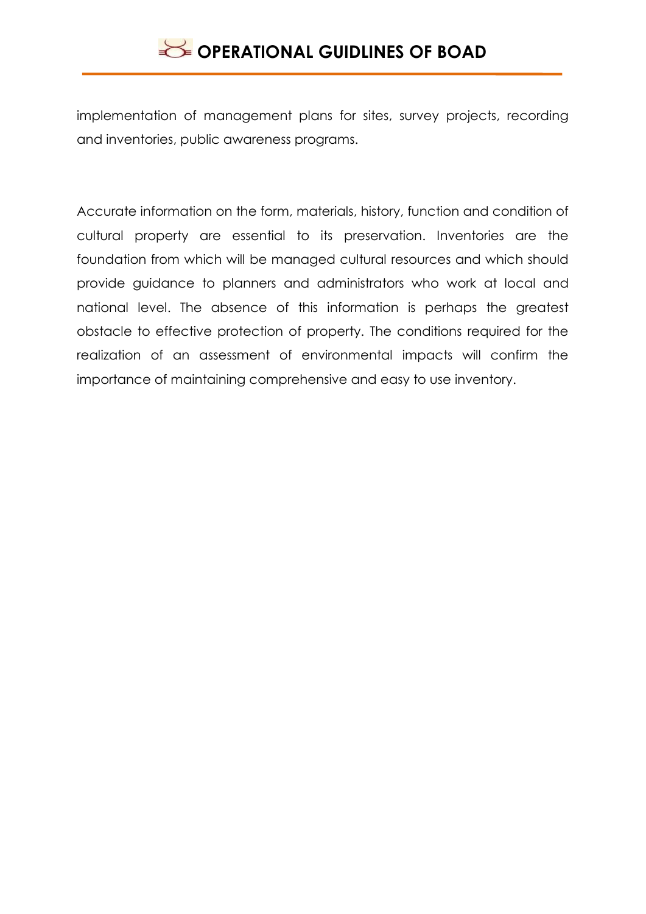implementation of management plans for sites, survey projects, recording and inventories, public awareness programs.

Accurate information on the form, materials, history, function and condition of cultural property are essential to its preservation. Inventories are the foundation from which will be managed cultural resources and which should provide guidance to planners and administrators who work at local and national level. The absence of this information is perhaps the greatest obstacle to effective protection of property. The conditions required for the realization of an assessment of environmental impacts will confirm the importance of maintaining comprehensive and easy to use inventory.